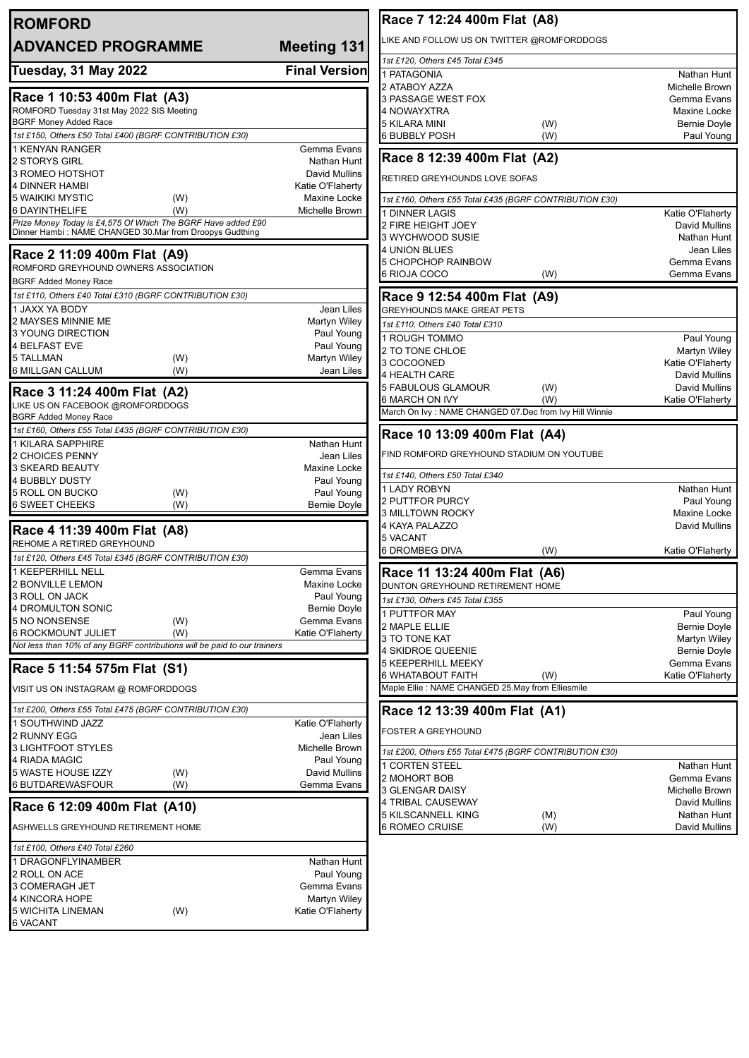# ROMFORD

## ADVANCED PROGRAMME — Meeting 131

**Tuesday, 31 May 2022** — **Final Version**

## Race 1 10:53 400m Flat (A3)

ROMFORD Tuesday 31st May 2022 SIS Meeting
BGRF Money Added Race

*1st £150, Others £50 Total £400 (BGRF CONTRIBUTION £30)*

| Trap | Greyhound | | Trainer |
|---|---|---|---|
| 1 | KENYAN RANGER | | Gemma Evans |
| 2 | STORYS GIRL | | Nathan Hunt |
| 3 | ROMEO HOTSHOT | | David Mullins |
| 4 | DINNER HAMBI | | Katie O'Flaherty |
| 5 | WAIKIKI MYSTIC | (W) | Maxine Locke |
| 6 | DAYINTHELIFE | (W) | Michelle Brown |

*Prize Money Today is £4,575 Of Which The BGRF Have added £90*
Dinner Hambi : NAME CHANGED 30.Mar from Droopys Gudthing

## Race 2 11:09 400m Flat (A9)

ROMFORD GREYHOUND OWNERS ASSOCIATION
BGRF Added Money Race

*1st £110, Others £40 Total £310 (BGRF CONTRIBUTION £30)*

| Trap | Greyhound | | Trainer |
|---|---|---|---|
| 1 | JAXX YA BODY | | Jean Liles |
| 2 | MAYSES MINNIE ME | | Martyn Wiley |
| 3 | YOUNG DIRECTION | | Paul Young |
| 4 | BELFAST EVE | | Paul Young |
| 5 | TALLMAN | (W) | Martyn Wiley |
| 6 | MILLGAN CALLUM | (W) | Jean Liles |

## Race 3 11:24 400m Flat (A2)

LIKE US ON FACEBOOK @ROMFORDDOGS
BGRF Added Money Race

*1st £160, Others £55 Total £435 (BGRF CONTRIBUTION £30)*

| Trap | Greyhound | | Trainer |
|---|---|---|---|
| 1 | KILARA SAPPHIRE | | Nathan Hunt |
| 2 | CHOICES PENNY | | Jean Liles |
| 3 | SKEARD BEAUTY | | Maxine Locke |
| 4 | BUBBLY DUSTY | | Paul Young |
| 5 | ROLL ON BUCKO | (W) | Paul Young |
| 6 | SWEET CHEEKS | (W) | Bernie Doyle |

## Race 4 11:39 400m Flat (A8)

REHOME A RETIRED GREYHOUND

*1st £120, Others £45 Total £345 (BGRF CONTRIBUTION £30)*

| Trap | Greyhound | | Trainer |
|---|---|---|---|
| 1 | KEEPERHILL NELL | | Gemma Evans |
| 2 | BONVILLE LEMON | | Maxine Locke |
| 3 | ROLL ON JACK | | Paul Young |
| 4 | DROMULTON SONIC | | Bernie Doyle |
| 5 | NO NONSENSE | (W) | Gemma Evans |
| 6 | ROCKMOUNT JULIET | (W) | Katie O'Flaherty |

*Not less than 10% of any BGRF contributions will be paid to our trainers*

## Race 5 11:54 575m Flat (S1)

VISIT US ON INSTAGRAM @ ROMFORDDOGS

*1st £200, Others £55 Total £475 (BGRF CONTRIBUTION £30)*

| Trap | Greyhound | | Trainer |
|---|---|---|---|
| 1 | SOUTHWIND JAZZ | | Katie O'Flaherty |
| 2 | RUNNY EGG | | Jean Liles |
| 3 | LIGHTFOOT STYLES | | Michelle Brown |
| 4 | RIADA MAGIC | | Paul Young |
| 5 | WASTE HOUSE IZZY | (W) | David Mullins |
| 6 | BUTDAREWASFOUR | (W) | Gemma Evans |

## Race 6 12:09 400m Flat (A10)

ASHWELLS GREYHOUND RETIREMENT HOME

*1st £100, Others £40 Total £260*

| Trap | Greyhound | | Trainer |
|---|---|---|---|
| 1 | DRAGONFLYINAMBER | | Nathan Hunt |
| 2 | ROLL ON ACE | | Paul Young |
| 3 | COMERAGH JET | | Gemma Evans |
| 4 | KINCORA HOPE | | Martyn Wiley |
| 5 | WICHITA LINEMAN | (W) | Katie O'Flaherty |
| 6 | VACANT | | |

## Race 7 12:24 400m Flat (A8)

LIKE AND FOLLOW US ON TWITTER @ROMFORDDOGS

*1st £120, Others £45 Total £345*

| Trap | Greyhound | | Trainer |
|---|---|---|---|
| 1 | PATAGONIA | | Nathan Hunt |
| 2 | ATABOY AZZA | | Michelle Brown |
| 3 | PASSAGE WEST FOX | | Gemma Evans |
| 4 | NOWAYXTRA | | Maxine Locke |
| 5 | KILARA MINI | (W) | Bernie Doyle |
| 6 | BUBBLY POSH | (W) | Paul Young |

## Race 8 12:39 400m Flat (A2)

RETIRED GREYHOUNDS LOVE SOFAS

*1st £160, Others £55 Total £435 (BGRF CONTRIBUTION £30)*

| Trap | Greyhound | | Trainer |
|---|---|---|---|
| 1 | DINNER LAGIS | | Katie O'Flaherty |
| 2 | FIRE HEIGHT JOEY | | David Mullins |
| 3 | WYCHWOOD SUSIE | | Nathan Hunt |
| 4 | UNION BLUES | | Jean Liles |
| 5 | CHOPCHOP RAINBOW | | Gemma Evans |
| 6 | RIOJA COCO | (W) | Gemma Evans |

## Race 9 12:54 400m Flat (A9)

GREYHOUNDS MAKE GREAT PETS

*1st £110, Others £40 Total £310*

| Trap | Greyhound | | Trainer |
|---|---|---|---|
| 1 | ROUGH TOMMO | | Paul Young |
| 2 | TO TONE CHLOE | | Martyn Wiley |
| 3 | COCOONED | | Katie O'Flaherty |
| 4 | HEALTH CARE | | David Mullins |
| 5 | FABULOUS GLAMOUR | (W) | David Mullins |
| 6 | MARCH ON IVY | (W) | Katie O'Flaherty |

March On Ivy : NAME CHANGED 07.Dec from Ivy Hill Winnie

## Race 10 13:09 400m Flat (A4)

FIND ROMFORD GREYHOUND STADIUM ON YOUTUBE

*1st £140, Others £50 Total £340*

| Trap | Greyhound | | Trainer |
|---|---|---|---|
| 1 | LADY ROBYN | | Nathan Hunt |
| 2 | PUTTFOR PURCY | | Paul Young |
| 3 | MILLTOWN ROCKY | | Maxine Locke |
| 4 | KAYA PALAZZO | | David Mullins |
| 5 | VACANT | | |
| 6 | DROMBEG DIVA | (W) | Katie O'Flaherty |

## Race 11 13:24 400m Flat (A6)

DUNTON GREYHOUND RETIREMENT HOME

*1st £130, Others £45 Total £355*

| Trap | Greyhound | | Trainer |
|---|---|---|---|
| 1 | PUTTFOR MAY | | Paul Young |
| 2 | MAPLE ELLIE | | Bernie Doyle |
| 3 | TO TONE KAT | | Martyn Wiley |
| 4 | SKIDROE QUEENIE | | Bernie Doyle |
| 5 | KEEPERHILL MEEKY | | Gemma Evans |
| 6 | WHATABOUT FAITH | (W) | Katie O'Flaherty |

Maple Ellie : NAME CHANGED 25.May from Elliesmile

## Race 12 13:39 400m Flat (A1)

FOSTER A GREYHOUND

*1st £200, Others £55 Total £475 (BGRF CONTRIBUTION £30)*

| Trap | Greyhound | | Trainer |
|---|---|---|---|
| 1 | CORTEN STEEL | | Nathan Hunt |
| 2 | MOHORT BOB | | Gemma Evans |
| 3 | GLENGAR DAISY | | Michelle Brown |
| 4 | TRIBAL CAUSEWAY | | David Mullins |
| 5 | KILSCANNELL KING | (M) | Nathan Hunt |
| 6 | ROMEO CRUISE | (W) | David Mullins |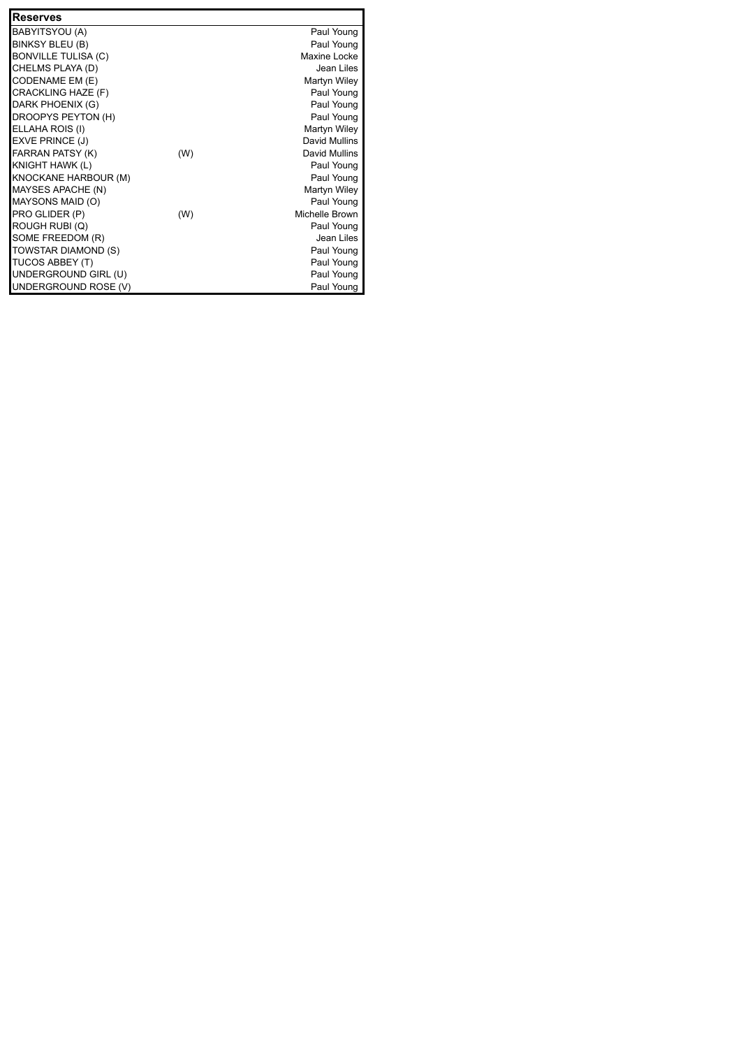| Reserves | | |
|---|---|---|
| BABYITSYOU (A) | | Paul Young |
| BINKSY BLEU (B) | | Paul Young |
| BONVILLE TULISA (C) | | Maxine Locke |
| CHELMS PLAYA (D) | | Jean Liles |
| CODENAME EM (E) | | Martyn Wiley |
| CRACKLING HAZE (F) | | Paul Young |
| DARK PHOENIX (G) | | Paul Young |
| DROOPYS PEYTON (H) | | Paul Young |
| ELLAHA ROIS (I) | | Martyn Wiley |
| EXVE PRINCE (J) | | David Mullins |
| FARRAN PATSY (K) | (W) | David Mullins |
| KNIGHT HAWK (L) | | Paul Young |
| KNOCKANE HARBOUR (M) | | Paul Young |
| MAYSES APACHE (N) | | Martyn Wiley |
| MAYSONS MAID (O) | | Paul Young |
| PRO GLIDER (P) | (W) | Michelle Brown |
| ROUGH RUBI (Q) | | Paul Young |
| SOME FREEDOM (R) | | Jean Liles |
| TOWSTAR DIAMOND (S) | | Paul Young |
| TUCOS ABBEY (T) | | Paul Young |
| UNDERGROUND GIRL (U) | | Paul Young |
| UNDERGROUND ROSE (V) | | Paul Young |